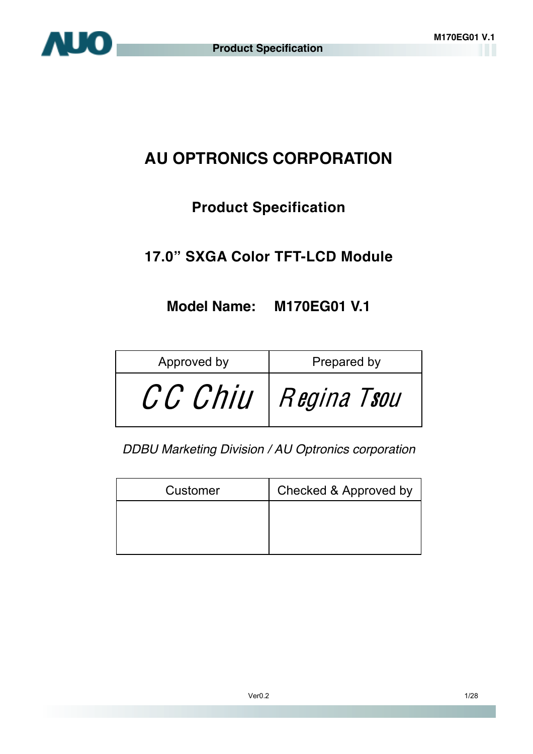# AU OPTRONICS CORPORATION

## Product Specification

## 17.0" SXGA Color TFT-LCD Module

## Model Name: M170EG01 V.1

| Approved by | Prepared by |
| --- | --- |
| CC Chiu | Regina Tsou |

*DDBU Marketing Division / AU Optronics corporation*

| Customer | Checked & Approved by |
| --- | --- |
| | |

Ver0.2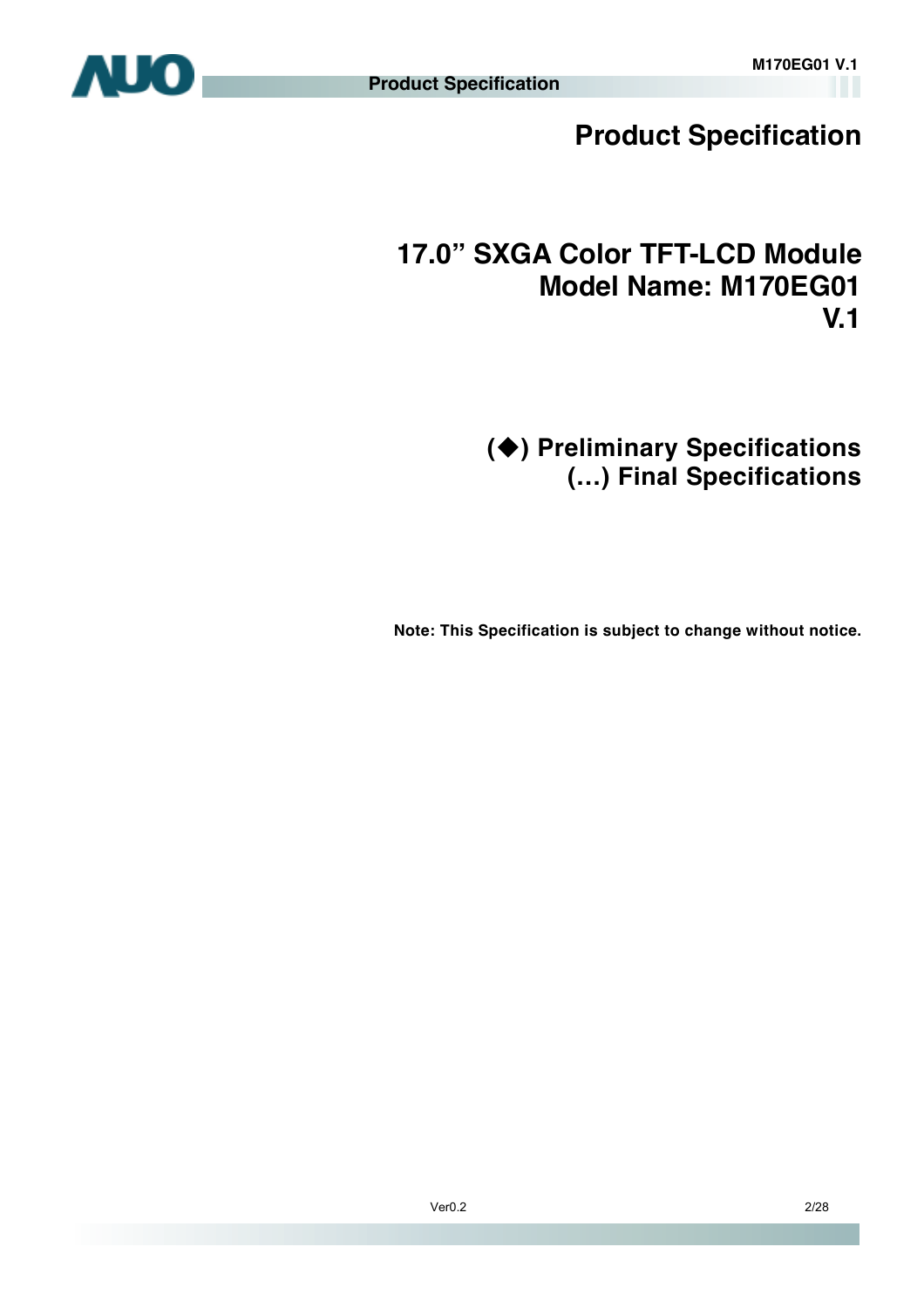# Product Specification

## 17.0" SXGA Color TFT-LCD Module
## Model Name: M170EG01
## V.1

**(◆) Preliminary Specifications**
**(…) Final Specifications**

**Note: This Specification is subject to change without notice.**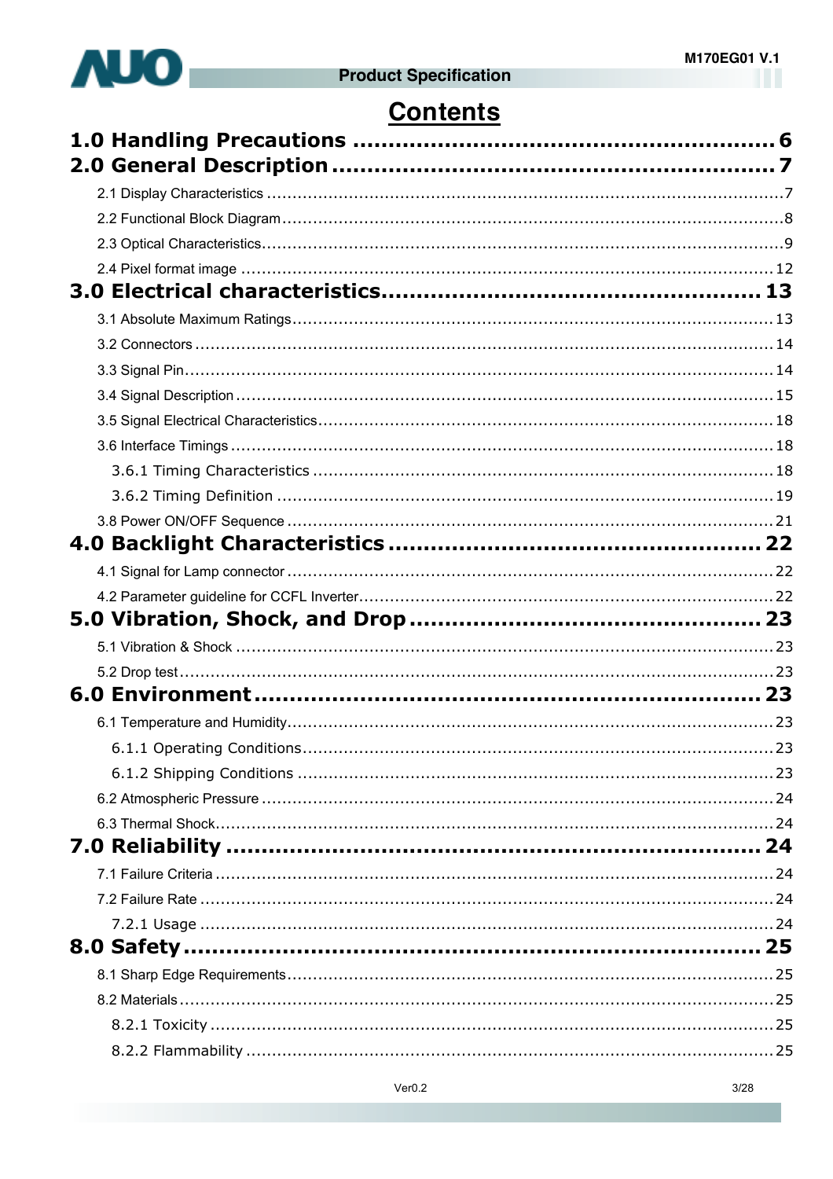# Contents

**1.0 Handling Precautions .......................................................... 6**

**2.0 General Description ............................................................ 7**

2.1 Display Characteristics ........................................................................................................7

2.2 Functional Block Diagram ....................................................................................................8

2.3 Optical Characteristics.........................................................................................................9

2.4 Pixel format image ............................................................................................................12

**3.0 Electrical characteristics.................................................. 13**

3.1 Absolute Maximum Ratings.................................................................................................13

3.2 Connectors ........................................................................................................................14

3.3 Signal Pin...........................................................................................................................14

3.4 Signal Description ...............................................................................................................15

3.5 Signal Electrical Characteristics...........................................................................................18

3.6 Interface Timings ................................................................................................................18

3.6.1 Timing Characteristics ....................................................................................................18

3.6.2 Timing Definition ............................................................................................................19

3.8 Power ON/OFF Sequence ...................................................................................................21

**4.0 Backlight Characteristics .................................................. 22**

4.1 Signal for Lamp connector ..................................................................................................22

4.2 Parameter guideline for CCFL Inverter.................................................................................22

**5.0 Vibration, Shock, and Drop .............................................. 23**

5.1 Vibration & Shock ...............................................................................................................23

5.2 Drop test..............................................................................................................................23

**6.0 Environment.......................................................................... 23**

6.1 Temperature and Humidity....................................................................................................23

6.1.1 Operating Conditions.........................................................................................................23

6.1.2 Shipping Conditions .........................................................................................................23

6.2 Atmospheric Pressure ..........................................................................................................24

6.3 Thermal Shock......................................................................................................................24

**7.0 Reliability ............................................................................. 24**

7.1 Failure Criteria .....................................................................................................................24

7.2 Failure Rate ........................................................................................................................24

7.2.1 Usage ..............................................................................................................................24

**8.0 Safety..................................................................................... 25**

8.1 Sharp Edge Requirements....................................................................................................25

8.2 Materials...............................................................................................................................25

8.2.1 Toxicity ............................................................................................................................25

8.2.2 Flammability .....................................................................................................................25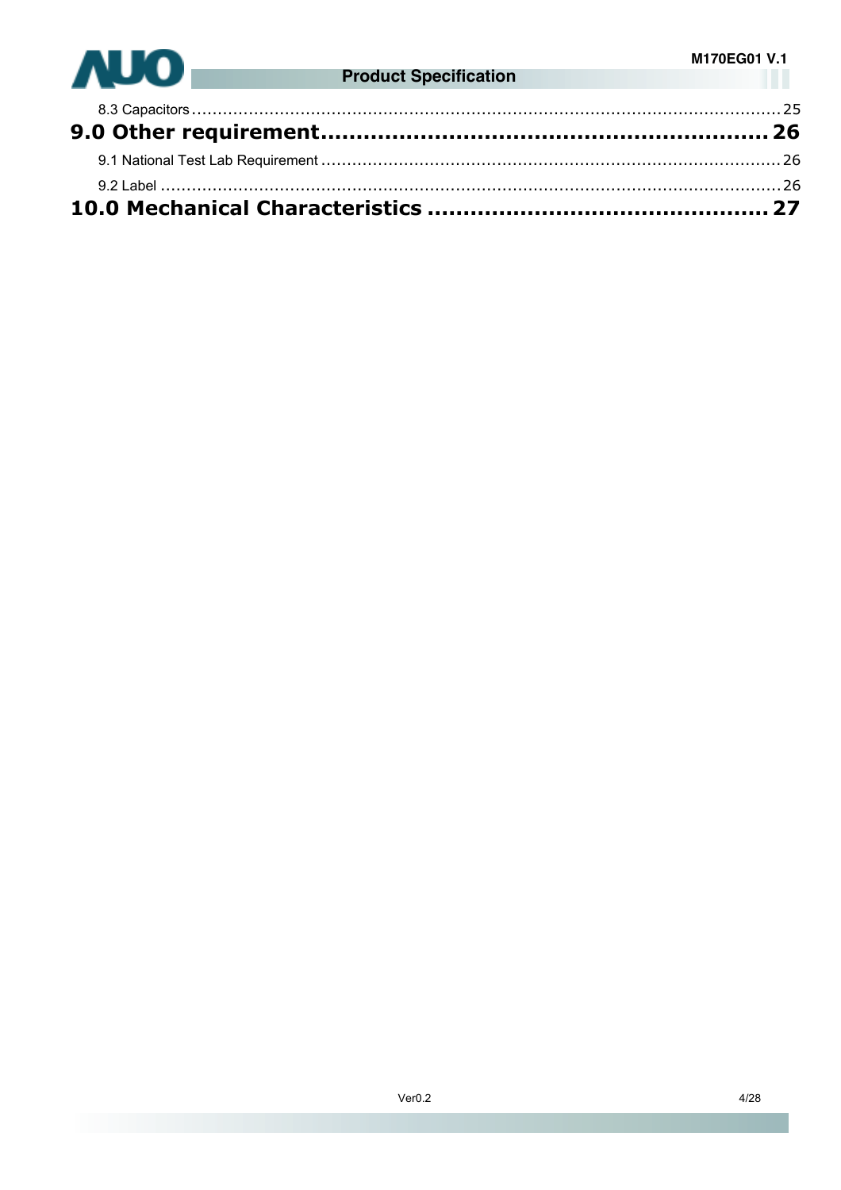8.3 Capacitors ........................................................................................................................ 25

**9.0 Other requirement............................................................. 26**

9.1 National Test Lab Requirement ........................................................................................ 26

9.2 Label ................................................................................................................................ 26

**10.0 Mechanical Characteristics ............................................... 27**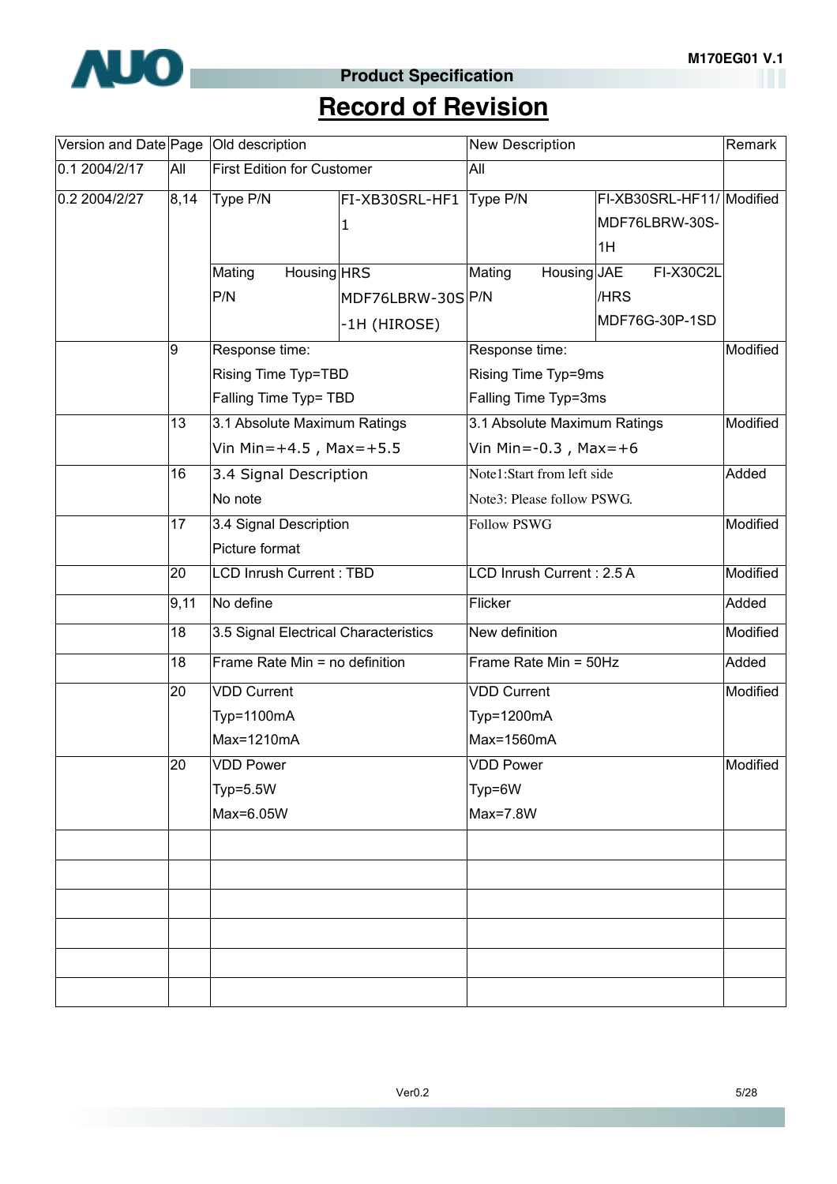# Record of Revision

| Version and Date | Page | Old description | | New Description | | Remark |
|---|---|---|---|---|---|---|
| 0.1 2004/2/17 | All | First Edition for Customer | | All | | |
| 0.2 2004/2/27 | 8,14 | Type P/N | FI-XB30SRL-HF11 | Type P/N | FI-XB30SRL-HF11/ MDF76LBRW-30S-1H | Modified |
| | | Mating Housing P/N | HRS MDF76LBRW-30S-1H (HIROSE) | Mating Housing P/N | JAE FI-X30C2L /HRS MDF76G-30P-1SD | |
| | 9 | Response time:<br>Rising Time Typ=TBD<br>Falling Time Typ= TBD | | Response time:<br>Rising Time Typ=9ms<br>Falling Time Typ=3ms | | Modified |
| | 13 | 3.1 Absolute Maximum Ratings<br>Vin Min=+4.5 , Max=+5.5 | | 3.1 Absolute Maximum Ratings<br>Vin Min=-0.3 , Max=+6 | | Modified |
| | 16 | 3.4 Signal Description<br>No note | | Note1:Start from left side<br>Note3: Please follow PSWG. | | Added |
| | 17 | 3.4 Signal Description<br>Picture format | | Follow PSWG | | Modified |
| | 20 | LCD Inrush Current : TBD | | LCD Inrush Current : 2.5 A | | Modified |
| | 9,11 | No define | | Flicker | | Added |
| | 18 | 3.5 Signal Electrical Characteristics | | New definition | | Modified |
| | 18 | Frame Rate Min = no definition | | Frame Rate Min = 50Hz | | Added |
| | 20 | VDD Current<br>Typ=1100mA<br>Max=1210mA | | VDD Current<br>Typ=1200mA<br>Max=1560mA | | Modified |
| | 20 | VDD Power<br>Typ=5.5W<br>Max=6.05W | | VDD Power<br>Typ=6W<br>Max=7.8W | | Modified |
| | | | | | | |
| | | | | | | |
| | | | | | | |
| | | | | | | |
| | | | | | | |
| | | | | | | |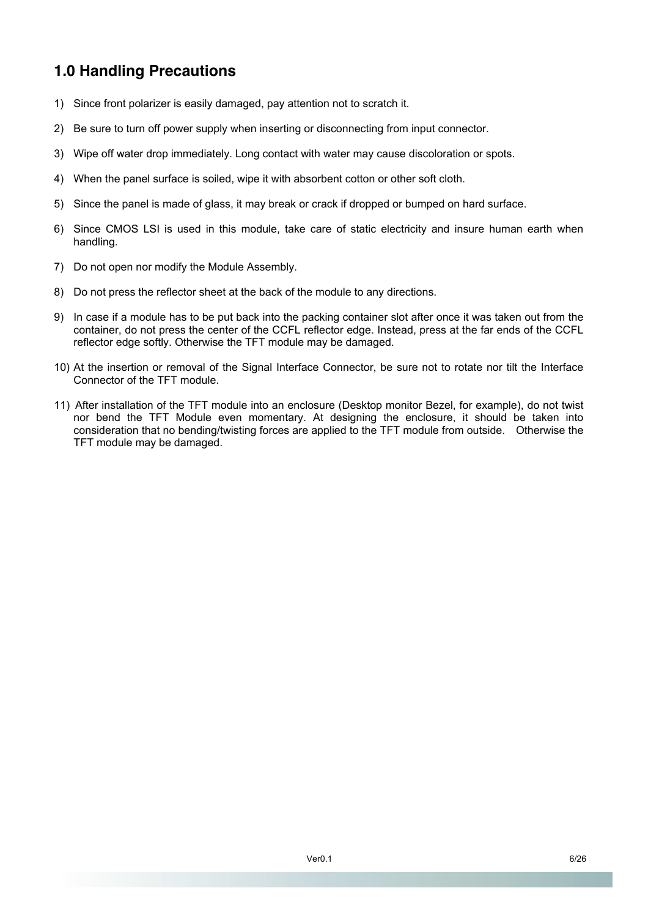# 1.0 Handling Precautions

1) Since front polarizer is easily damaged, pay attention not to scratch it.

2) Be sure to turn off power supply when inserting or disconnecting from input connector.

3) Wipe off water drop immediately. Long contact with water may cause discoloration or spots.

4) When the panel surface is soiled, wipe it with absorbent cotton or other soft cloth.

5) Since the panel is made of glass, it may break or crack if dropped or bumped on hard surface.

6) Since CMOS LSI is used in this module, take care of static electricity and insure human earth when handling.

7) Do not open nor modify the Module Assembly.

8) Do not press the reflector sheet at the back of the module to any directions.

9) In case if a module has to be put back into the packing container slot after once it was taken out from the container, do not press the center of the CCFL reflector edge. Instead, press at the far ends of the CCFL reflector edge softly. Otherwise the TFT module may be damaged.

10) At the insertion or removal of the Signal Interface Connector, be sure not to rotate nor tilt the Interface Connector of the TFT module.

11) After installation of the TFT module into an enclosure (Desktop monitor Bezel, for example), do not twist nor bend the TFT Module even momentary. At designing the enclosure, it should be taken into consideration that no bending/twisting forces are applied to the TFT module from outside. Otherwise the TFT module may be damaged.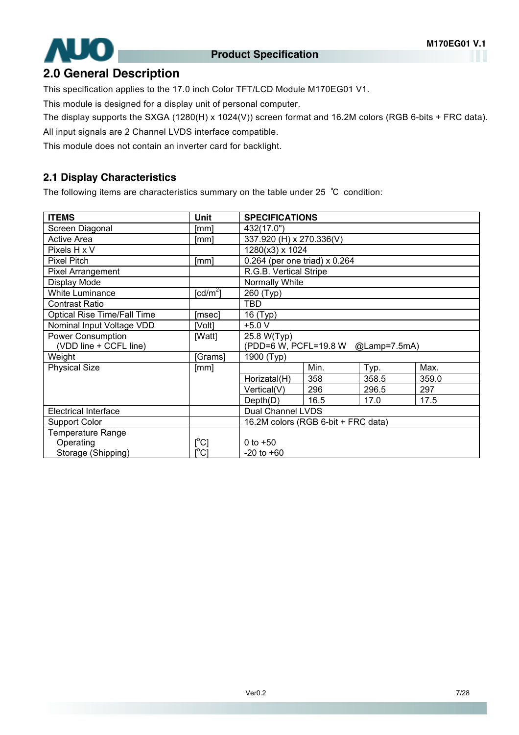## 2.0 General Description

This specification applies to the 17.0 inch Color TFT/LCD Module M170EG01 V1.

This module is designed for a display unit of personal computer.

The display supports the SXGA (1280(H) x 1024(V)) screen format and 16.2M colors (RGB 6-bits + FRC data).

All input signals are 2 Channel LVDS interface compatible.

This module does not contain an inverter card for backlight.

### 2.1 Display Characteristics

The following items are characteristics summary on the table under 25 ℃ condition:

| ITEMS | Unit | SPECIFICATIONS | | | |
|---|---|---|---|---|---|
| Screen Diagonal | [mm] | 432(17.0") | | | |
| Active Area | [mm] | 337.920 (H) x 270.336(V) | | | |
| Pixels H x V | | 1280(x3) x 1024 | | | |
| Pixel Pitch | [mm] | 0.264 (per one triad) x 0.264 | | | |
| Pixel Arrangement | | R.G.B. Vertical Stripe | | | |
| Display Mode | | Normally White | | | |
| White Luminance | [cd/m$^2$] | 260 (Typ) | | | |
| Contrast Ratio | | TBD | | | |
| Optical Rise Time/Fall Time | [msec] | 16 (Typ) | | | |
| Nominal Input Voltage VDD | [Volt] | +5.0 V | | | |
| Power Consumption (VDD line + CCFL line) | [Watt] | 25.8 W(Typ) (PDD=6 W, PCFL=19.8 W @Lamp=7.5mA) | | | |
| Weight | [Grams] | 1900 (Typ) | | | |
| Physical Size | [mm] | | Min. | Typ. | Max. |
| | | Horizatal(H) | 358 | 358.5 | 359.0 |
| | | Vertical(V) | 296 | 296.5 | 297 |
| | | Depth(D) | 16.5 | 17.0 | 17.5 |
| Electrical Interface | | Dual Channel LVDS | | | |
| Support Color | | 16.2M colors (RGB 6-bit + FRC data) | | | |
| Temperature Range | | | | | |
| Operating | [$^o$C] | 0 to +50 | | | |
| Storage (Shipping) | [$^o$C] | -20 to +60 | | | |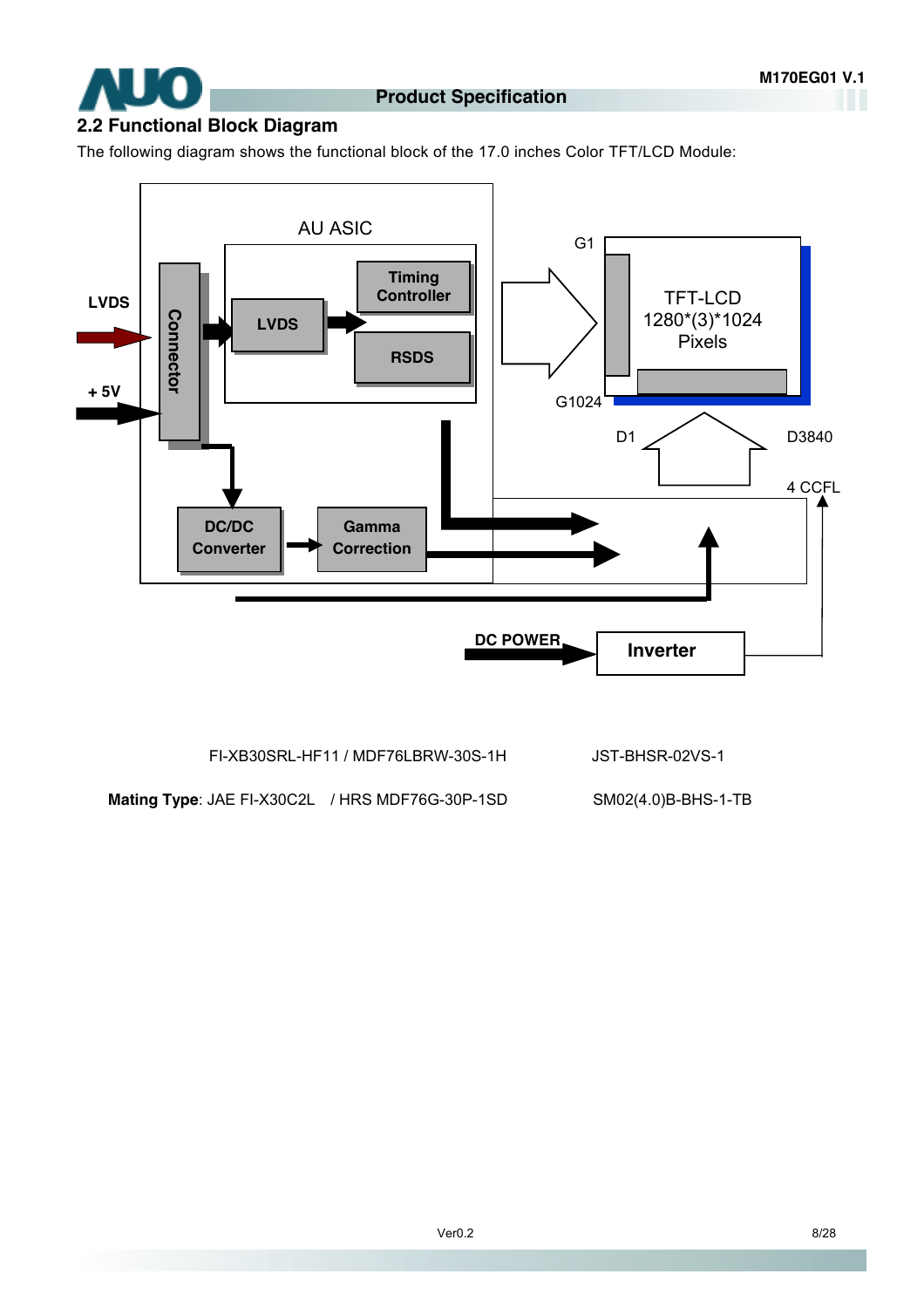## 2.2 Functional Block Diagram

The following diagram shows the functional block of the 17.0 inches Color TFT/LCD Module:

AU ASIC

LVDS

+ 5V

Connector

LVDS

Timing Controller

RSDS

DC/DC Converter

Gamma Correction

G1

G1024

TFT-LCD
1280*(3)*1024
Pixels

D1

D3840

4 CCFL

DC POWER

Inverter

FI-XB30SRL-HF11 / MDF76LBRW-30S-1H

JST-BHSR-02VS-1

**Mating Type**: JAE FI-X30C2L / HRS MDF76G-30P-1SD

SM02(4.0)B-BHS-1-TB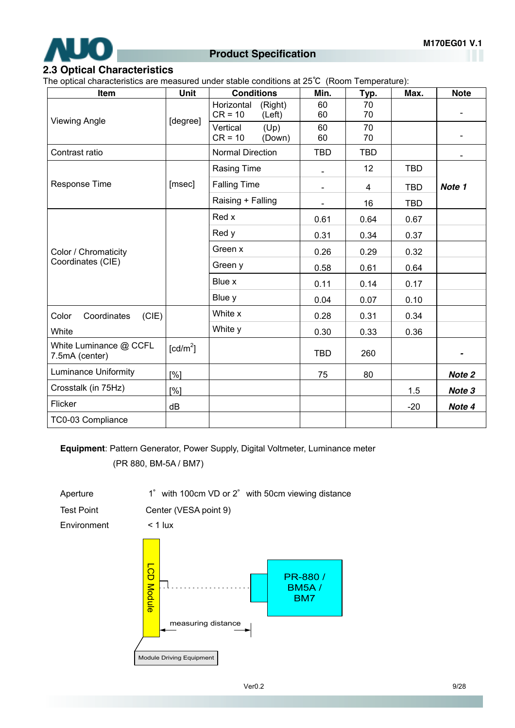## 2.3 Optical Characteristics

The optical characteristics are measured under stable conditions at 25℃ (Room Temperature):

| Item | Unit | Conditions | | Min. | Typ. | Max. | Note |
|---|---|---|---|---|---|---|---|
| Viewing Angle | [degree] | Horizontal CR = 10 | (Right) (Left) | 60 60 | 70 70 | | - |
| | | Vertical CR = 10 | (Up) (Down) | 60 60 | 70 70 | | - |
| Contrast ratio | | Normal Direction | | TBD | TBD | | - |
| Response Time | [msec] | Rasing Time | | - | 12 | TBD | ***Note 1*** |
| | | Falling Time | | - | 4 | TBD | |
| | | Raising + Falling | | - | 16 | TBD | |
| Color / Chromaticity Coordinates (CIE) | | Red x | | 0.61 | 0.64 | 0.67 | |
| | | Red y | | 0.31 | 0.34 | 0.37 | |
| | | Green x | | 0.26 | 0.29 | 0.32 | |
| | | Green y | | 0.58 | 0.61 | 0.64 | |
| | | Blue x | | 0.11 | 0.14 | 0.17 | |
| | | Blue y | | 0.04 | 0.07 | 0.10 | |
| Color Coordinates (CIE) White | | White x | | 0.28 | 0.31 | 0.34 | |
| | | White y | | 0.30 | 0.33 | 0.36 | |
| White Luminance @ CCFL 7.5mA (center) | [cd/m$^2$] | | | TBD | 260 | | - |
| Luminance Uniformity | [%] | | | 75 | 80 | | ***Note 2*** |
| Crosstalk (in 75Hz) | [%] | | | | | 1.5 | ***Note 3*** |
| Flicker | dB | | | | | -20 | ***Note 4*** |
| TC0-03 Compliance | | | | | | | |

**Equipment**: Pattern Generator, Power Supply, Digital Voltmeter, Luminance meter (PR 880, BM-5A / BM7)

Aperture 1° with 100cm VD or 2° with 50cm viewing distance

Test Point Center (VESA point 9)

Environment < 1 lux

LCD Module

PR-880 / BM5A / BM7

measuring distance

Module Driving Equipment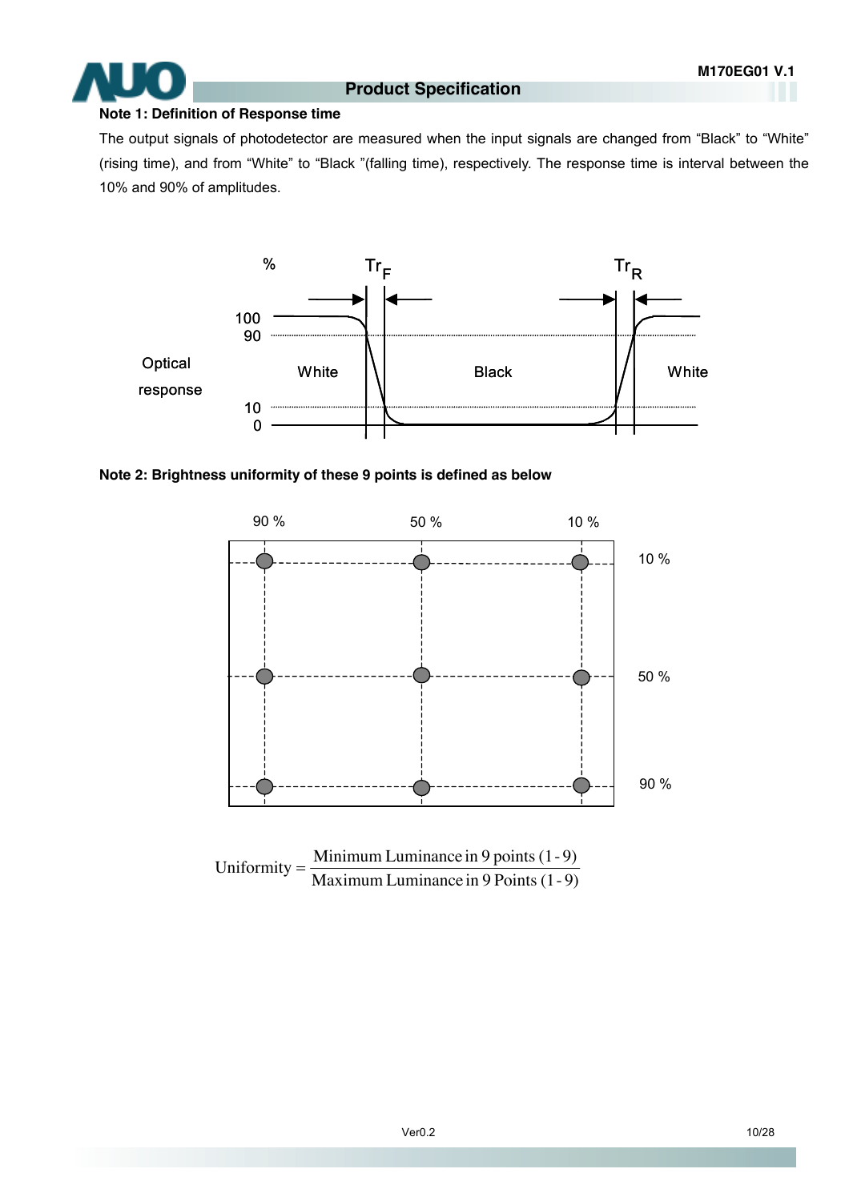**Note 1: Definition of Response time**

The output signals of photodetector are measured when the input signals are changed from “Black” to “White” (rising time), and from “White” to “Black ”(falling time), respectively. The response time is interval between the 10% and 90% of amplitudes.

**Note 2: Brightness uniformity of these 9 points is defined as below**

$$\text{Uniformity} = \frac{\text{Minimum Luminance in 9 points (1 - 9)}}{\text{Maximum Luminance in 9 Points (1 - 9)}}$$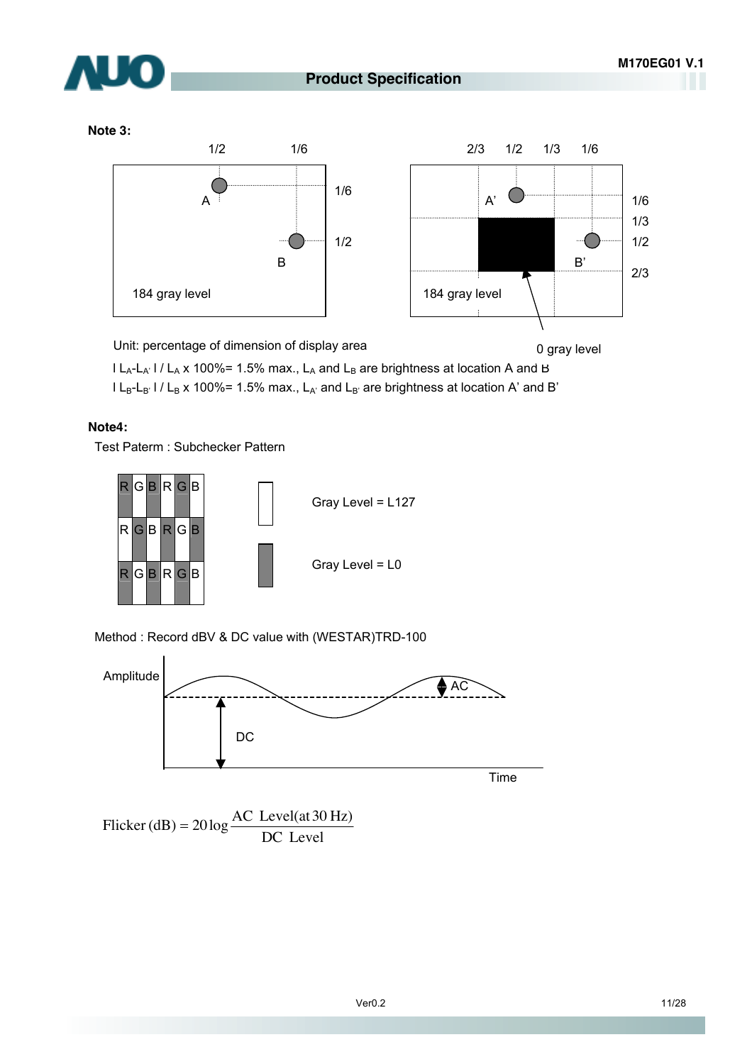**Note 3:**

184 gray level

184 gray level

0 gray level

Unit: percentage of dimension of display area

$| L_A - L_{A'} | / L_A \times 100\% = 1.5\%$ max., $L_A$ and $L_B$ are brightness at location A and B

$| L_B - L_{B'} | / L_B \times 100\% = 1.5\%$ max., $L_{A'}$ and $L_{B'}$ are brightness at location A' and B'

**Note4:**

Test Paterm : Subchecker Pattern

Gray Level = L127

Gray Level = L0

Method : Record dBV & DC value with (WESTAR)TRD-100

$$\text{Flicker (dB)} = 20 \log \frac{\text{AC Level(at 30 Hz)}}{\text{DC Level}}$$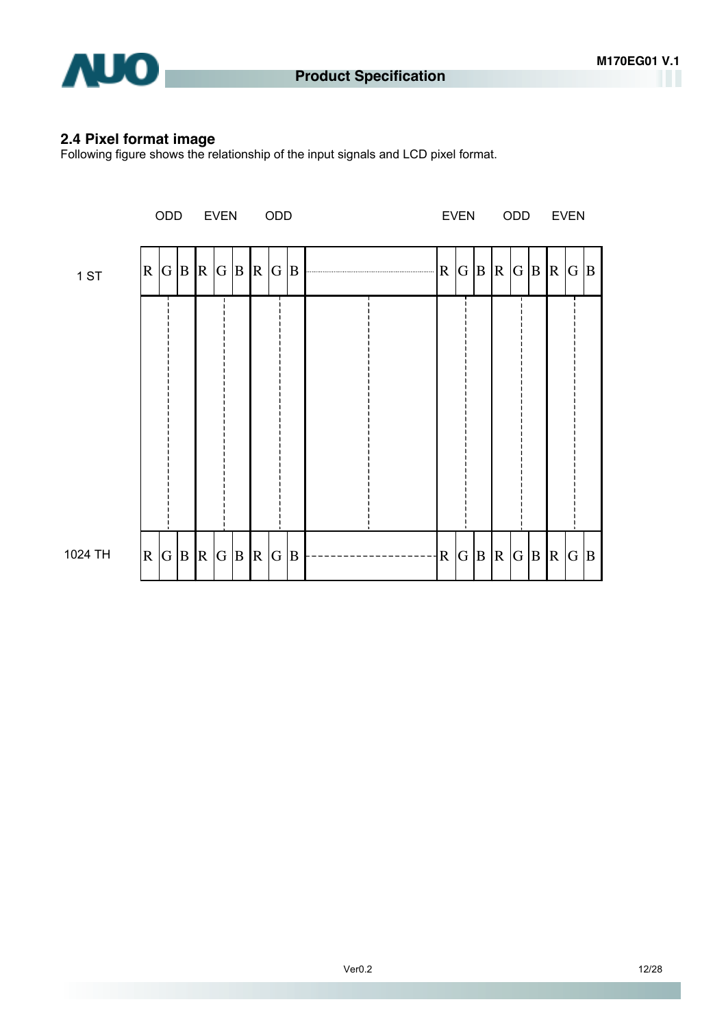## 2.4 Pixel format image

Following figure shows the relationship of the input signals and LCD pixel format.

| | ODD | | | EVEN | | | ODD | | | | EVEN | | | ODD | | | EVEN | | |
|---|---|---|---|---|---|---|---|---|---|---|---|---|---|---|---|---|---|---|---|
| 1 ST | R | G | B | R | G | B | R | G | B | ........ | R | G | B | R | G | B | R | G | B |
| 1024 TH | R | G | B | R | G | B | R | G | B | -------- | R | G | B | R | G | B | R | G | B |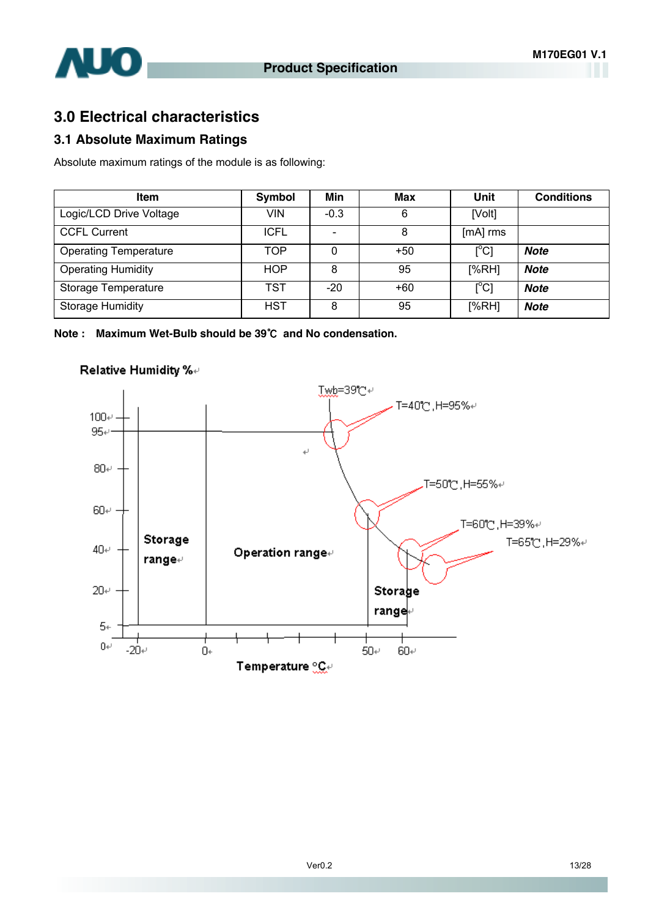## 3.0 Electrical characteristics

### 3.1 Absolute Maximum Ratings

Absolute maximum ratings of the module is as following:

| Item | Symbol | Min | Max | Unit | Conditions |
|---|---|---|---|---|---|
| Logic/LCD Drive Voltage | VIN | -0.3 | 6 | [Volt] | |
| CCFL Current | ICFL | - | 8 | [mA] rms | |
| Operating Temperature | TOP | 0 | +50 | [°C] | ***Note*** |
| Operating Humidity | HOP | 8 | 95 | [%RH] | ***Note*** |
| Storage Temperature | TST | -20 | +60 | [°C] | ***Note*** |
| Storage Humidity | HST | 8 | 95 | [%RH] | ***Note*** |

**Note : Maximum Wet-Bulb should be 39℃ and No condensation.**

Relative Humidity %

Twb=39℃

T=40℃,H=95%

T=50℃,H=55%

T=60℃,H=39%

T=65℃,H=29%

Storage range

Operation range

Storage range

Temperature °C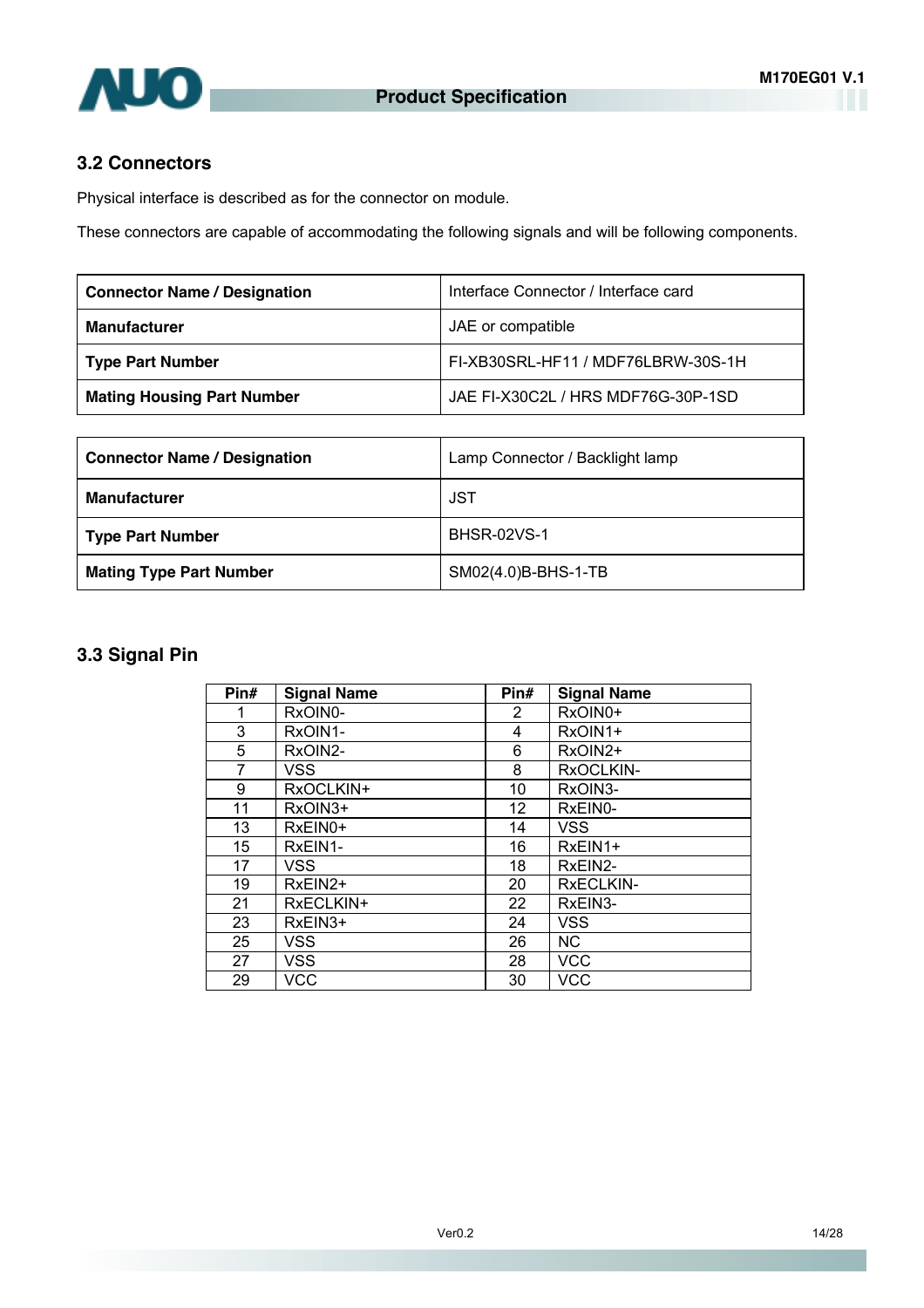## 3.2 Connectors

Physical interface is described as for the connector on module.

These connectors are capable of accommodating the following signals and will be following components.

| **Connector Name / Designation** | Interface Connector / Interface card |
|---|---|
| **Manufacturer** | JAE or compatible |
| **Type Part Number** | FI-XB30SRL-HF11 / MDF76LBRW-30S-1H |
| **Mating Housing Part Number** | JAE FI-X30C2L / HRS MDF76G-30P-1SD |

| **Connector Name / Designation** | Lamp Connector / Backlight lamp |
|---|---|
| **Manufacturer** | JST |
| **Type Part Number** | BHSR-02VS-1 |
| **Mating Type Part Number** | SM02(4.0)B-BHS-1-TB |

## 3.3 Signal Pin

| Pin# | Signal Name | Pin# | Signal Name |
|---|---|---|---|
| 1 | RxOIN0- | 2 | RxOIN0+ |
| 3 | RxOIN1- | 4 | RxOIN1+ |
| 5 | RxOIN2- | 6 | RxOIN2+ |
| 7 | VSS | 8 | RxOCLKIN- |
| 9 | RxOCLKIN+ | 10 | RxOIN3- |
| 11 | RxOIN3+ | 12 | RxEIN0- |
| 13 | RxEIN0+ | 14 | VSS |
| 15 | RxEIN1- | 16 | RxEIN1+ |
| 17 | VSS | 18 | RxEIN2- |
| 19 | RxEIN2+ | 20 | RxECLKIN- |
| 21 | RxECLKIN+ | 22 | RxEIN3- |
| 23 | RxEIN3+ | 24 | VSS |
| 25 | VSS | 26 | NC |
| 27 | VSS | 28 | VCC |
| 29 | VCC | 30 | VCC |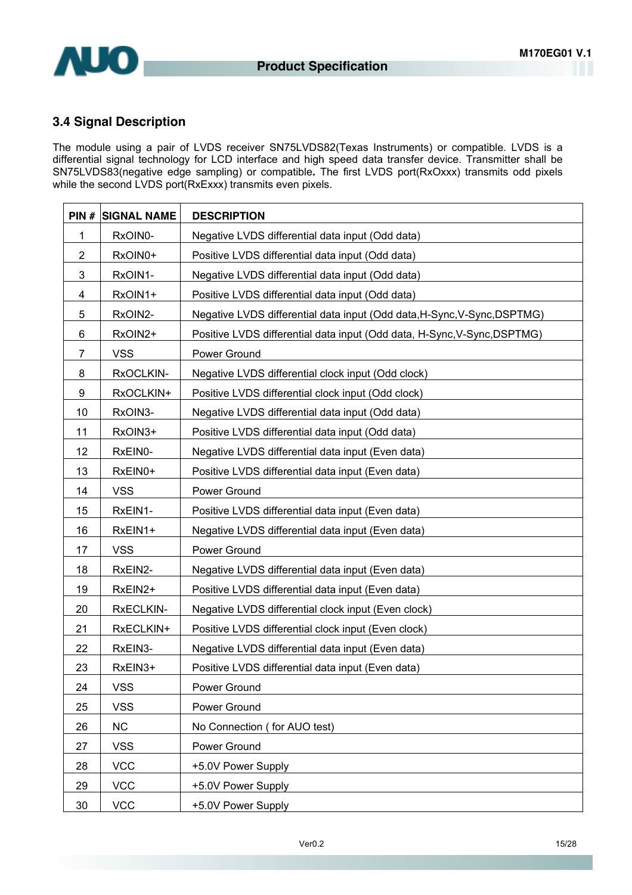### 3.4 Signal Description

The module using a pair of LVDS receiver SN75LVDS82(Texas Instruments) or compatible. LVDS is a differential signal technology for LCD interface and high speed data transfer device. Transmitter shall be SN75LVDS83(negative edge sampling) or compatible**.** The first LVDS port(RxOxxx) transmits odd pixels while the second LVDS port(RxExxx) transmits even pixels.

| PIN # | SIGNAL NAME | DESCRIPTION |
|---|---|---|
| 1 | RxOIN0- | Negative LVDS differential data input (Odd data) |
| 2 | RxOIN0+ | Positive LVDS differential data input (Odd data) |
| 3 | RxOIN1- | Negative LVDS differential data input (Odd data) |
| 4 | RxOIN1+ | Positive LVDS differential data input (Odd data) |
| 5 | RxOIN2- | Negative LVDS differential data input (Odd data,H-Sync,V-Sync,DSPTMG) |
| 6 | RxOIN2+ | Positive LVDS differential data input (Odd data, H-Sync,V-Sync,DSPTMG) |
| 7 | VSS | Power Ground |
| 8 | RxOCLKIN- | Negative LVDS differential clock input (Odd clock) |
| 9 | RxOCLKIN+ | Positive LVDS differential clock input (Odd clock) |
| 10 | RxOIN3- | Negative LVDS differential data input (Odd data) |
| 11 | RxOIN3+ | Positive LVDS differential data input (Odd data) |
| 12 | RxEIN0- | Negative LVDS differential data input (Even data) |
| 13 | RxEIN0+ | Positive LVDS differential data input (Even data) |
| 14 | VSS | Power Ground |
| 15 | RxEIN1- | Positive LVDS differential data input (Even data) |
| 16 | RxEIN1+ | Negative LVDS differential data input (Even data) |
| 17 | VSS | Power Ground |
| 18 | RxEIN2- | Negative LVDS differential data input (Even data) |
| 19 | RxEIN2+ | Positive LVDS differential data input (Even data) |
| 20 | RxECLKIN- | Negative LVDS differential clock input (Even clock) |
| 21 | RxECLKIN+ | Positive LVDS differential clock input (Even clock) |
| 22 | RxEIN3- | Negative LVDS differential data input (Even data) |
| 23 | RxEIN3+ | Positive LVDS differential data input (Even data) |
| 24 | VSS | Power Ground |
| 25 | VSS | Power Ground |
| 26 | NC | No Connection ( for AUO test) |
| 27 | VSS | Power Ground |
| 28 | VCC | +5.0V Power Supply |
| 29 | VCC | +5.0V Power Supply |
| 30 | VCC | +5.0V Power Supply |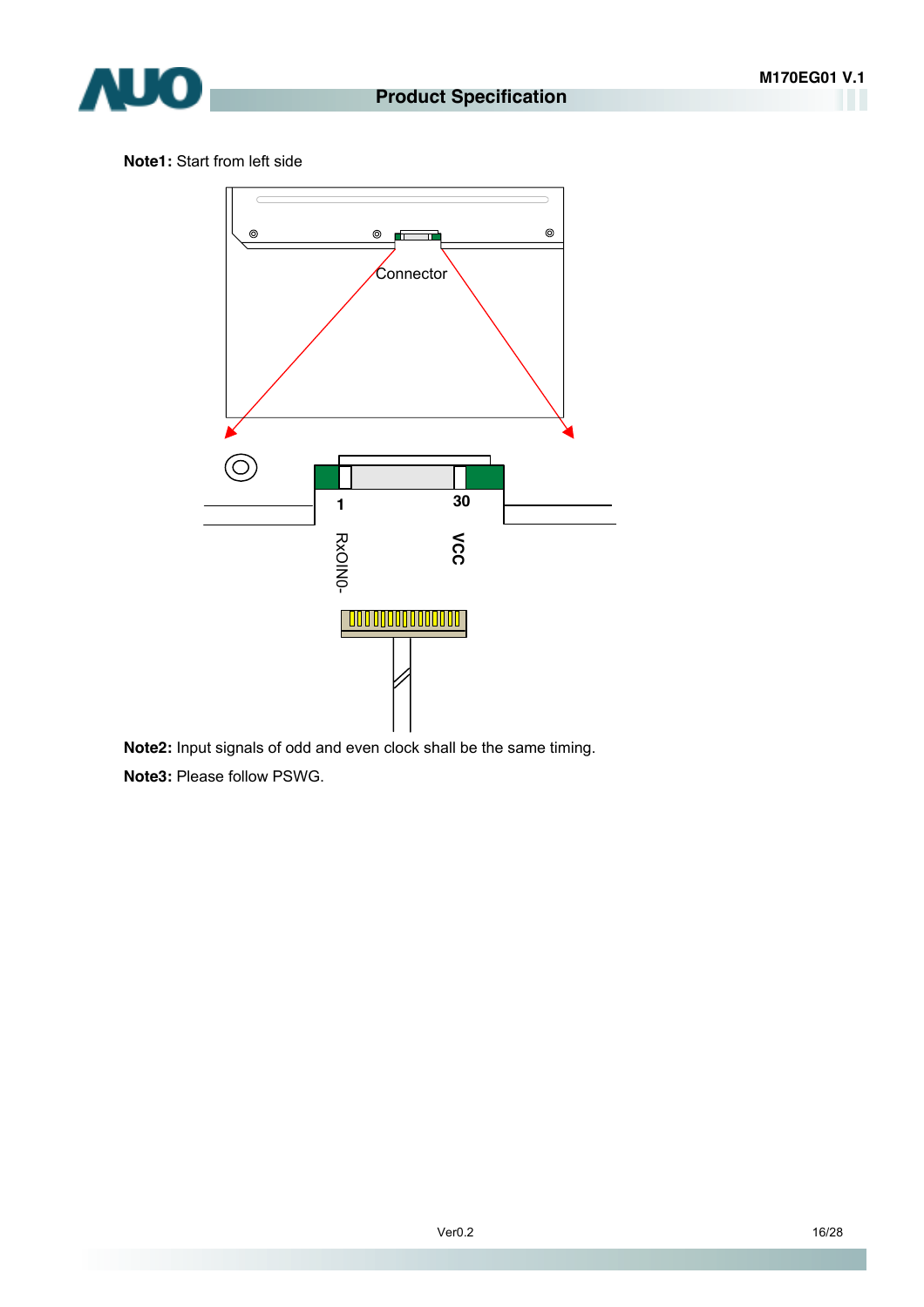**Note1:** Start from left side

Connector

1

30

RxOIN0-

VCC

**Note2:** Input signals of odd and even clock shall be the same timing.

**Note3:** Please follow PSWG.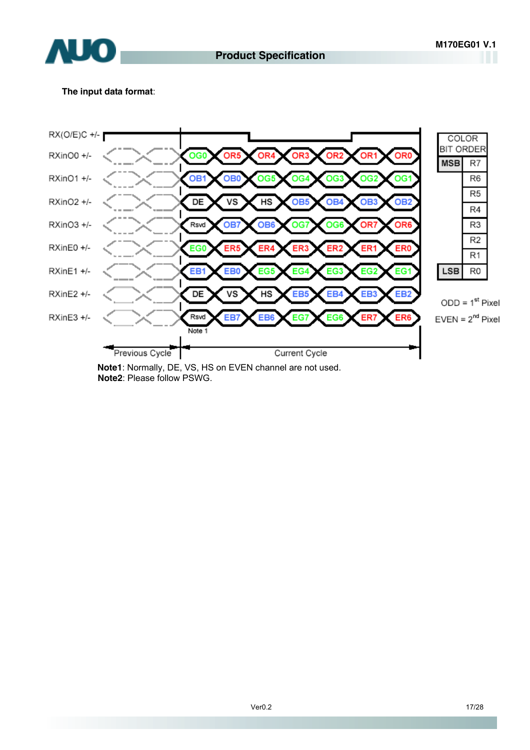**The input data format**:

| Signal | Bit 1 | Bit 2 | Bit 3 | Bit 4 | Bit 5 | Bit 6 | Bit 7 |
|---|---|---|---|---|---|---|---|
| RXinO0 +/- | OG0 | OR5 | OR4 | OR3 | OR2 | OR1 | OR0 |
| RXinO1 +/- | OB1 | OB0 | OG5 | OG4 | OG3 | OG2 | OG1 |
| RXinO2 +/- | DE | VS | HS | OB5 | OB4 | OB3 | OB2 |
| RXinO3 +/- | Rsvd | OB7 | OB6 | OG7 | OG6 | OR7 | OR6 |
| RXinE0 +/- | EG0 | ER5 | ER4 | ER3 | ER2 | ER1 | ER0 |
| RXinE1 +/- | EB1 | EB0 | EG5 | EG4 | EG3 | EG2 | EG1 |
| RXinE2 +/- | DE | VS | HS | EB5 | EB4 | EB3 | EB2 |
| RXinE3 +/- | Rsvd | EB7 | EB6 | EG7 | EG6 | ER7 | ER6 |

RX(O/E)C +/- : clock; Previous Cycle / Current Cycle; Note 1 applies to the first bit of RXinE2/RXinE3.

| COLOR BIT ORDER | |
|---|---|
| MSB | R7 |
| | R6 |
| | R5 |
| | R4 |
| | R3 |
| | R2 |
| | R1 |
| LSB | R0 |

ODD = 1st Pixel

EVEN = 2nd Pixel

**Note1**: Normally, DE, VS, HS on EVEN channel are not used.

**Note2**: Please follow PSWG.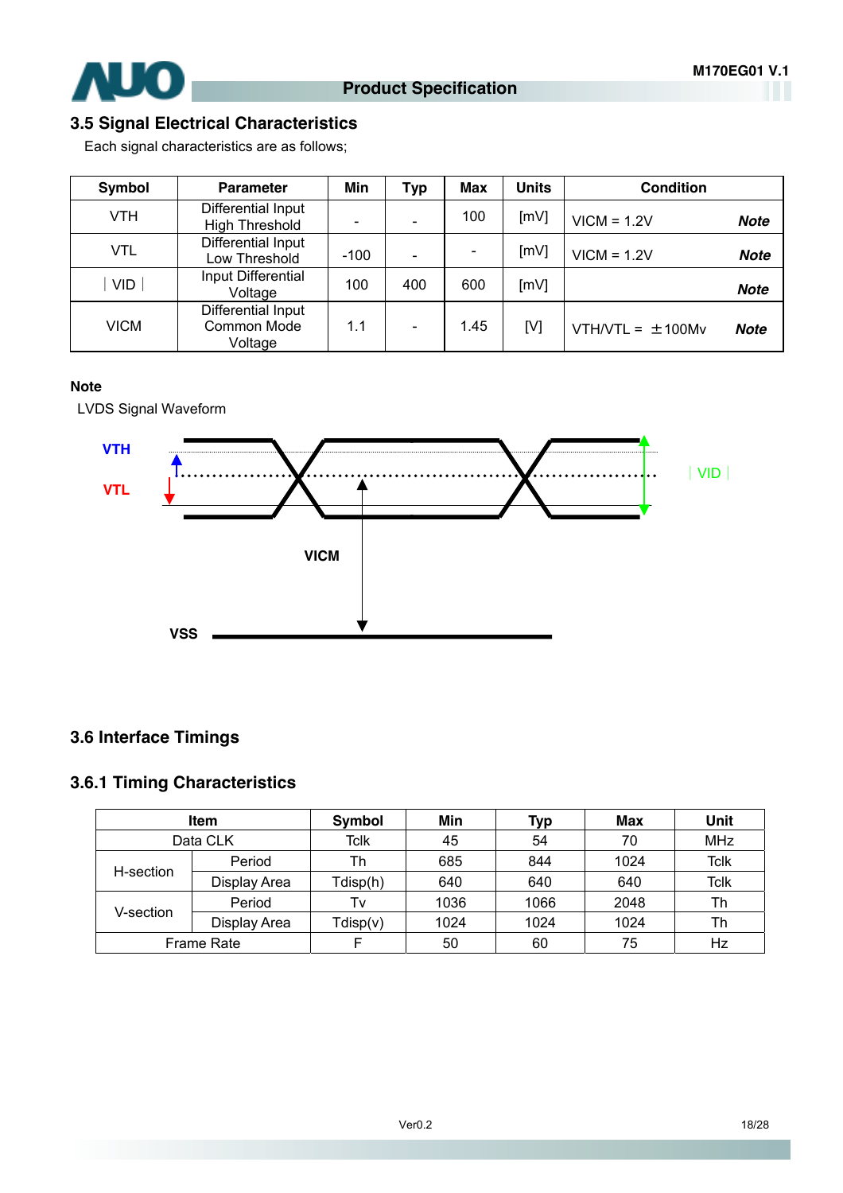## 3.5 Signal Electrical Characteristics

Each signal characteristics are as follows;

| Symbol | Parameter | Min | Typ | Max | Units | Condition |
|---|---|---|---|---|---|---|
| VTH | Differential Input High Threshold | - | - | 100 | [mV] | VICM = 1.2V ***Note*** |
| VTL | Differential Input Low Threshold | -100 | - | - | [mV] | VICM = 1.2V ***Note*** |
| ∣VID∣ | Input Differential Voltage | 100 | 400 | 600 | [mV] | ***Note*** |
| VICM | Differential Input Common Mode Voltage | 1.1 | - | 1.45 | [V] | VTH/VTL = ±100Mv ***Note*** |

**Note**

LVDS Signal Waveform

VTH

VTL

∣VID∣

VICM

VSS

## 3.6 Interface Timings

### 3.6.1 Timing Characteristics

| Item | | Symbol | Min | Typ | Max | Unit |
|---|---|---|---|---|---|---|
| Data CLK | | Tclk | 45 | 54 | 70 | MHz |
| H-section | Period | Th | 685 | 844 | 1024 | Tclk |
| | Display Area | Tdisp(h) | 640 | 640 | 640 | Tclk |
| V-section | Period | Tv | 1036 | 1066 | 2048 | Th |
| | Display Area | Tdisp(v) | 1024 | 1024 | 1024 | Th |
| Frame Rate | | F | 50 | 60 | 75 | Hz |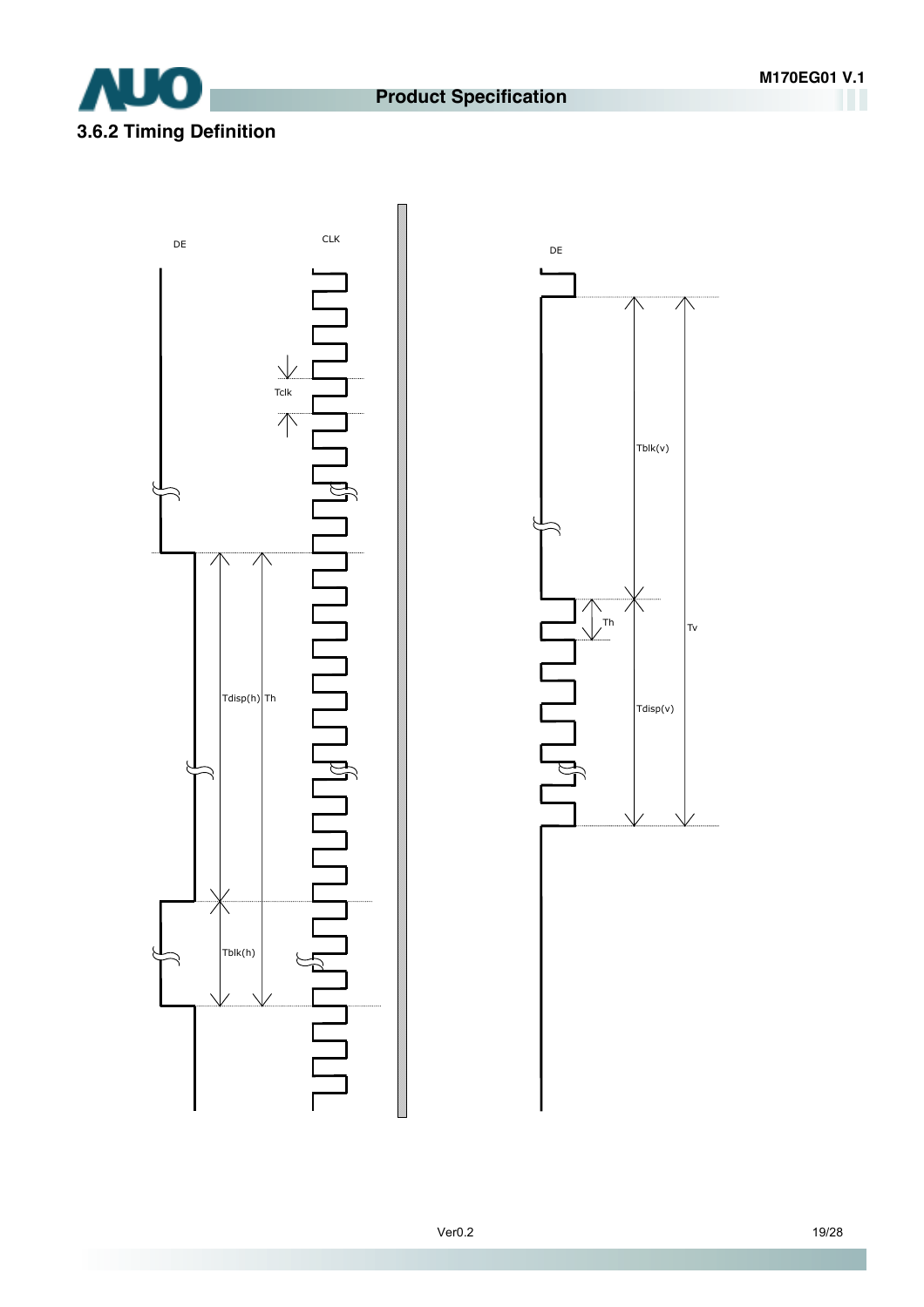### 3.6.2 Timing Definition

DE

CLK

Tclk

Tdisp(h)

Th

Tblk(h)

DE

Tblk(v)

Th

Tv

Tdisp(v)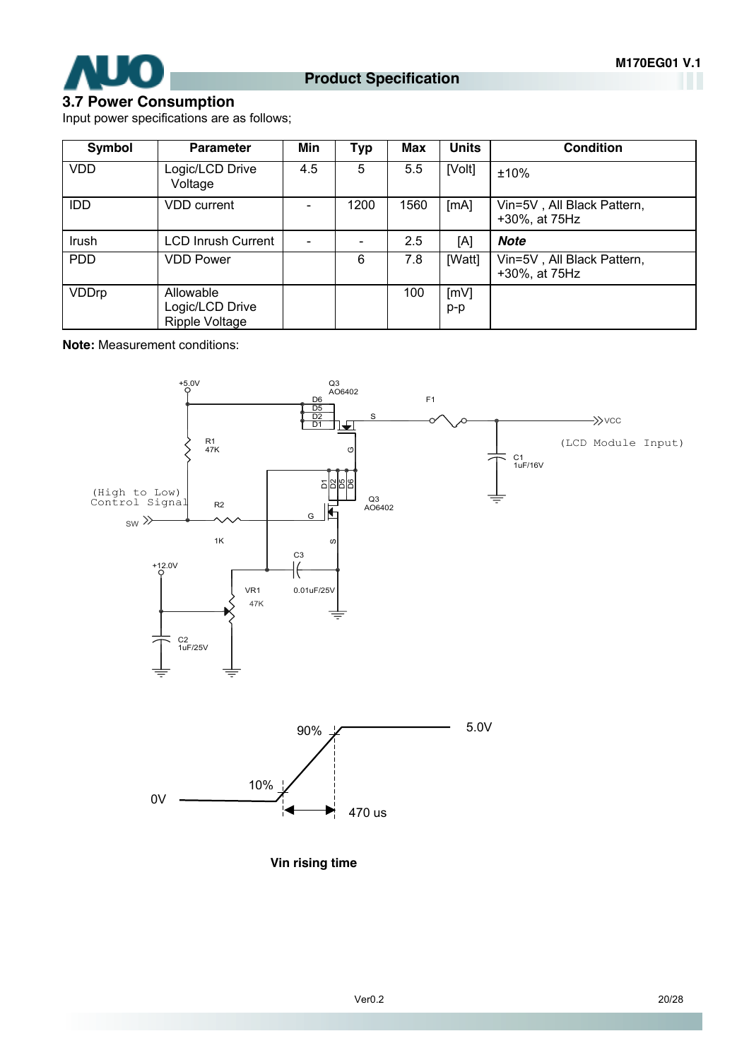### 3.7 Power Consumption

Input power specifications are as follows;

| Symbol | Parameter | Min | Typ | Max | Units | Condition |
|---|---|---|---|---|---|---|
| VDD | Logic/LCD Drive Voltage | 4.5 | 5 | 5.5 | [Volt] | ±10% |
| IDD | VDD current | - | 1200 | 1560 | [mA] | Vin=5V , All Black Pattern, +30%, at 75Hz |
| Irush | LCD Inrush Current | - | - | 2.5 | [A] | ***Note*** |
| PDD | VDD Power | | 6 | 7.8 | [Watt] | Vin=5V , All Black Pattern, +30%, at 75Hz |
| VDDrp | Allowable Logic/LCD Drive Ripple Voltage | | | 100 | [mV] p-p | |

**Note:** Measurement conditions:

+5.0V, Q3 AO6402, D6, D5, D2, D1, S, G, F1, VCC (LCD Module Input), R1 47K, C1 1uF/16V, (High to Low) Control Signal, SW, R2 1K, G, D1 D2 D5 D6, Q3 AO6402, S, C3 0.01uF/25V, +12.0V, VR1 47K, C2 1uF/25V

90%, 5.0V, 10%, 0V, 470 us

**Vin rising time**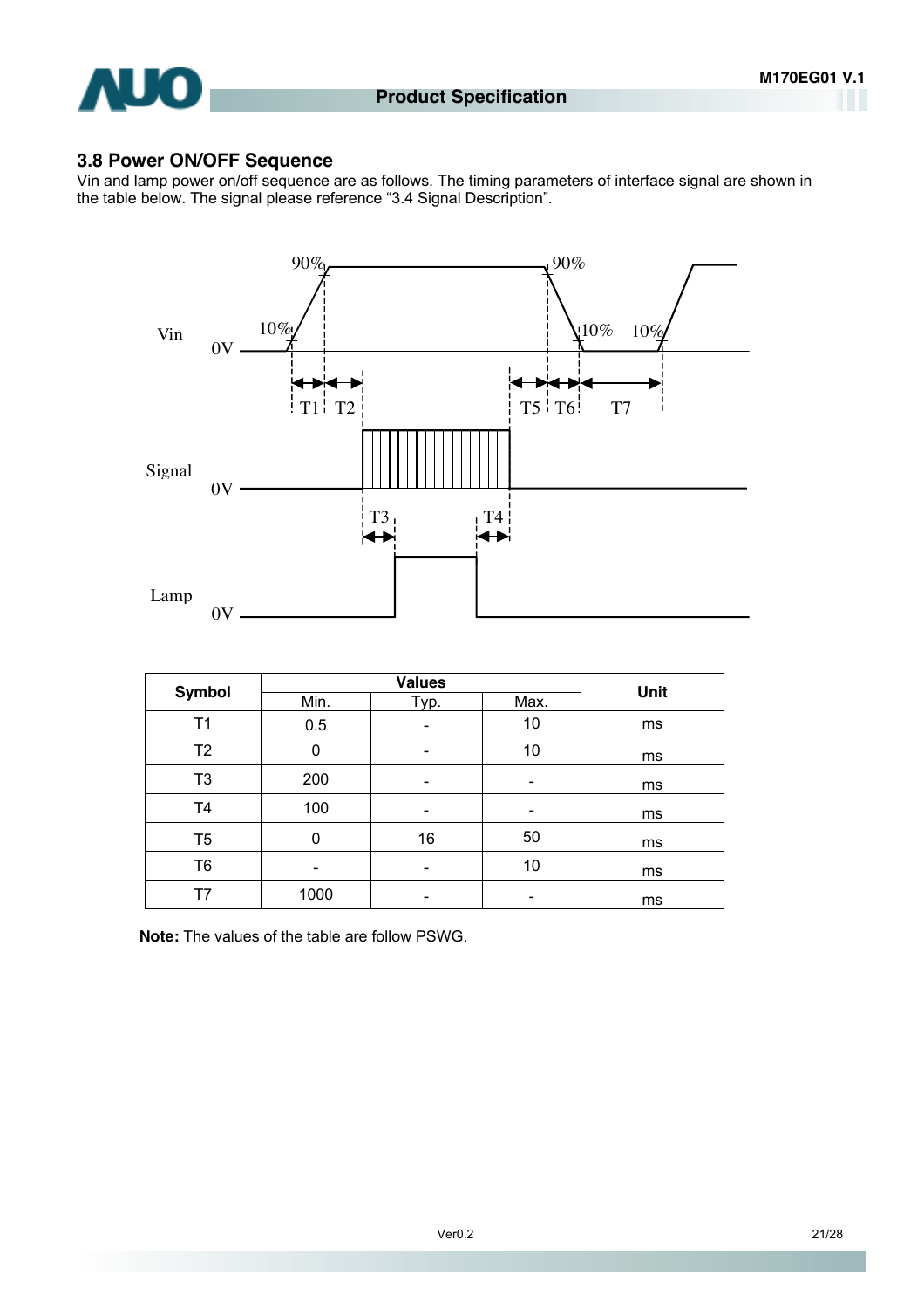### 3.8 Power ON/OFF Sequence

Vin and lamp power on/off sequence are as follows. The timing parameters of interface signal are shown in the table below. The signal please reference "3.4 Signal Description".

| Symbol | Values | | | Unit |
|---|---|---|---|---|
| | Min. | Typ. | Max. | |
| T1 | 0.5 | - | 10 | ms |
| T2 | 0 | - | 10 | ms |
| T3 | 200 | - | - | ms |
| T4 | 100 | - | - | ms |
| T5 | 0 | 16 | 50 | ms |
| T6 | - | - | 10 | ms |
| T7 | 1000 | - | - | ms |

**Note:** The values of the table are follow PSWG.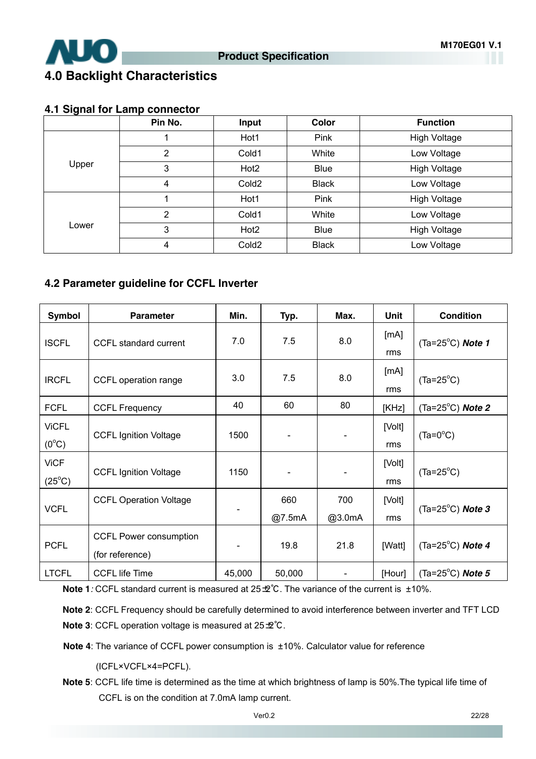## 4.0 Backlight Characteristics

### 4.1 Signal for Lamp connector

| | Pin No. | Input | Color | Function |
|---|---|---|---|---|
| Upper | 1 | Hot1 | Pink | High Voltage |
| | 2 | Cold1 | White | Low Voltage |
| | 3 | Hot2 | Blue | High Voltage |
| | 4 | Cold2 | Black | Low Voltage |
| Lower | 1 | Hot1 | Pink | High Voltage |
| | 2 | Cold1 | White | Low Voltage |
| | 3 | Hot2 | Blue | High Voltage |
| | 4 | Cold2 | Black | Low Voltage |

### 4.2 Parameter guideline for CCFL Inverter

| Symbol | Parameter | Min. | Typ. | Max. | Unit | Condition |
|---|---|---|---|---|---|---|
| ISCFL | CCFL standard current | 7.0 | 7.5 | 8.0 | [mA] rms | (Ta=25°C) ***Note 1*** |
| IRCFL | CCFL operation range | 3.0 | 7.5 | 8.0 | [mA] rms | (Ta=25°C) |
| FCFL | CCFL Frequency | 40 | 60 | 80 | [KHz] | (Ta=25°C) ***Note 2*** |
| ViCFL (0°C) | CCFL Ignition Voltage | 1500 | - | - | [Volt] rms | (Ta=0°C) |
| ViCF (25°C) | CCFL Ignition Voltage | 1150 | - | - | [Volt] rms | (Ta=25°C) |
| VCFL | CCFL Operation Voltage | - | 660 @7.5mA | 700 @3.0mA | [Volt] rms | (Ta=25°C) ***Note 3*** |
| PCFL | CCFL Power consumption (for reference) | - | 19.8 | 21.8 | [Watt] | (Ta=25°C) ***Note 4*** |
| LTCFL | CCFL life Time | 45,000 | 50,000 | - | [Hour] | (Ta=25°C) ***Note 5*** |

**Note 1**: CCFL standard current is measured at 25±2°C. The variance of the current is ±10%.

**Note 2**: CCFL Frequency should be carefully determined to avoid interference between inverter and TFT LCD

**Note 3**: CCFL operation voltage is measured at 25±2°C.

**Note 4**: The variance of CCFL power consumption is ±10%. Calculator value for reference (ICFL×VCFL×4=PCFL).

**Note 5**: CCFL life time is determined as the time at which brightness of lamp is 50%.The typical life time of CCFL is on the condition at 7.0mA lamp current.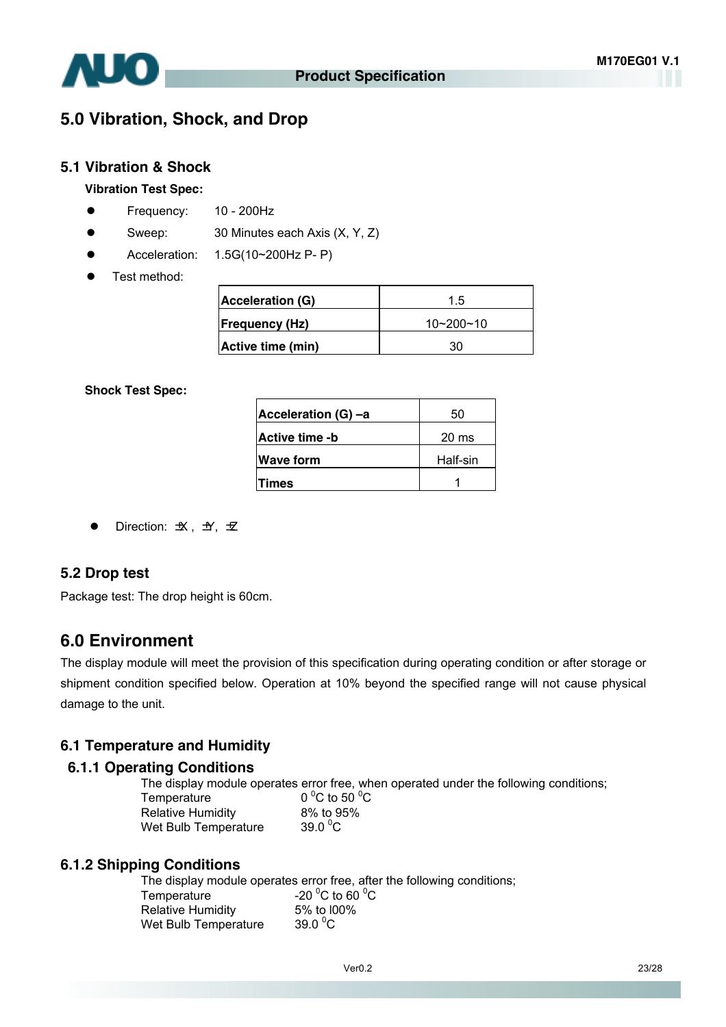# 5.0 Vibration, Shock, and Drop

## 5.1 Vibration & Shock

**Vibration Test Spec:**

- Frequency: 10 - 200Hz
- Sweep: 30 Minutes each Axis (X, Y, Z)
- Acceleration: 1.5G(10~200Hz P- P)
- Test method:

| Acceleration (G) | 1.5 |
|---|---|
| Frequency (Hz) | 10~200~10 |
| Active time (min) | 30 |

**Shock Test Spec:**

| Acceleration (G) –a | 50 |
|---|---|
| Active time -b | 20 ms |
| Wave form | Half-sin |
| Times | 1 |

- Direction: ±X , ±Y, ±Z

## 5.2 Drop test

Package test: The drop height is 60cm.

# 6.0 Environment

The display module will meet the provision of this specification during operating condition or after storage or shipment condition specified below. Operation at 10% beyond the specified range will not cause physical damage to the unit.

## 6.1 Temperature and Humidity

### 6.1.1 Operating Conditions

The display module operates error free, when operated under the following conditions;

| | |
|---|---|
| Temperature | 0 $^{0}$C to 50 $^{0}$C |
| Relative Humidity | 8% to 95% |
| Wet Bulb Temperature | 39.0 $^{0}$C |

### 6.1.2 Shipping Conditions

The display module operates error free, after the following conditions;

| | |
|---|---|
| Temperature | -20 $^{0}$C to 60 $^{0}$C |
| Relative Humidity | 5% to l00% |
| Wet Bulb Temperature | 39.0 $^{0}$C |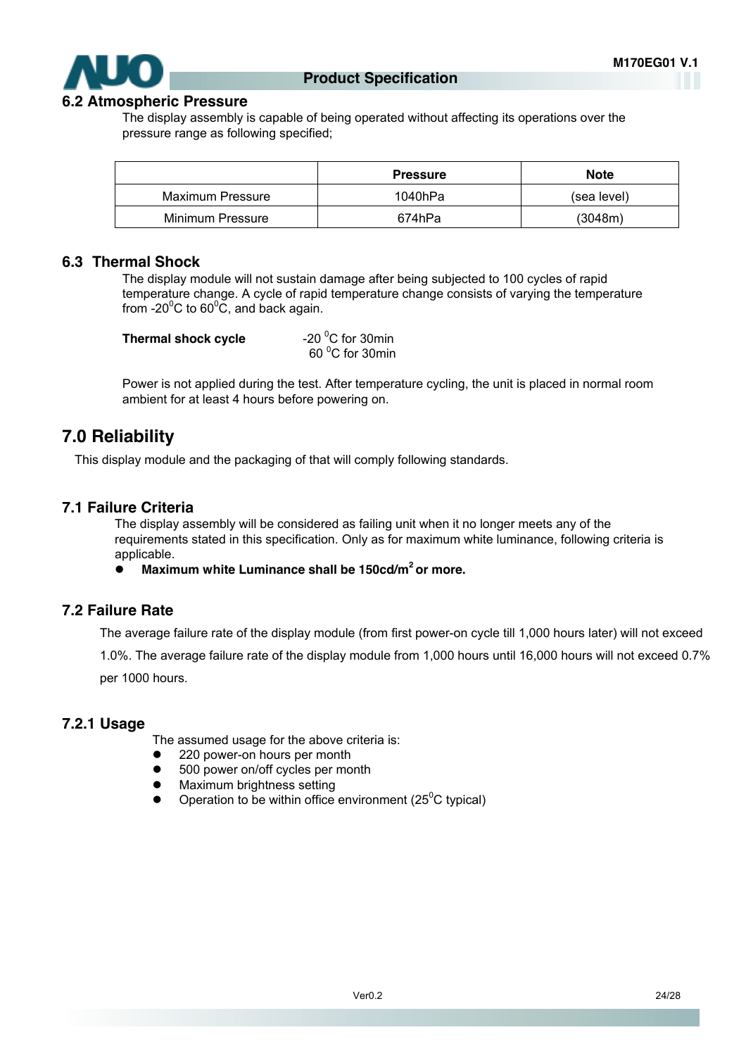## 6.2 Atmospheric Pressure

The display assembly is capable of being operated without affecting its operations over the pressure range as following specified;

| | Pressure | Note |
|---|---|---|
| Maximum Pressure | 1040hPa | (sea level) |
| Minimum Pressure | 674hPa | (3048m) |

## 6.3 Thermal Shock

The display module will not sustain damage after being subjected to 100 cycles of rapid temperature change. A cycle of rapid temperature change consists of varying the temperature from -20$^0$C to 60$^0$C, and back again.

**Thermal shock cycle** -20 $^0$C for 30min
60 $^0$C for 30min

Power is not applied during the test. After temperature cycling, the unit is placed in normal room ambient for at least 4 hours before powering on.

# 7.0 Reliability

This display module and the packaging of that will comply following standards.

## 7.1 Failure Criteria

The display assembly will be considered as failing unit when it no longer meets any of the requirements stated in this specification. Only as for maximum white luminance, following criteria is applicable.

- **Maximum white Luminance shall be 150cd/m$^2$ or more.**

## 7.2 Failure Rate

The average failure rate of the display module (from first power-on cycle till 1,000 hours later) will not exceed 1.0%. The average failure rate of the display module from 1,000 hours until 16,000 hours will not exceed 0.7% per 1000 hours.

### 7.2.1 Usage

The assumed usage for the above criteria is:

- 220 power-on hours per month
- 500 power on/off cycles per month
- Maximum brightness setting
- Operation to be within office environment (25$^0$C typical)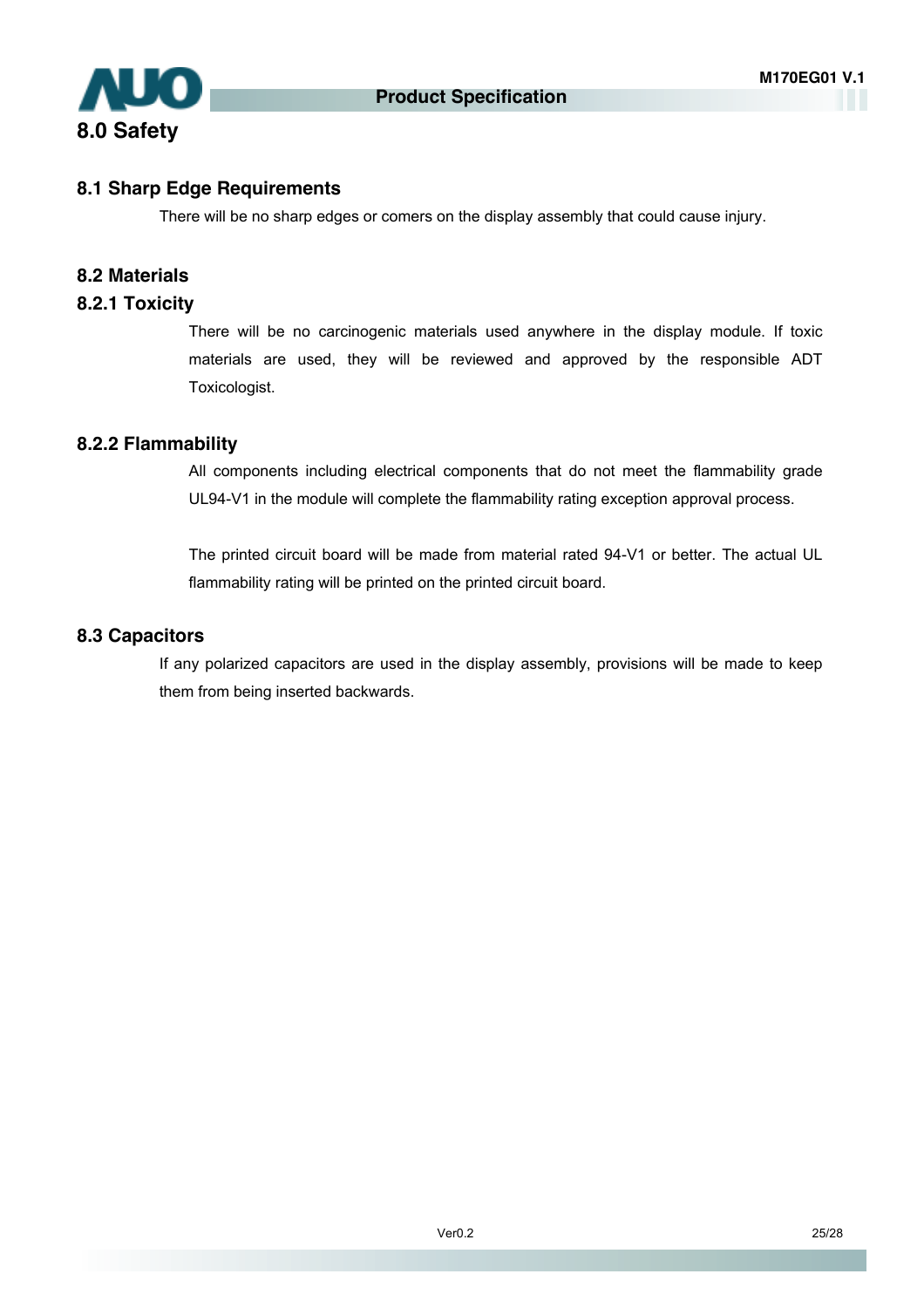# 8.0 Safety

## 8.1 Sharp Edge Requirements

There will be no sharp edges or comers on the display assembly that could cause injury.

## 8.2 Materials

### 8.2.1 Toxicity

There will be no carcinogenic materials used anywhere in the display module. If toxic materials are used, they will be reviewed and approved by the responsible ADT Toxicologist.

### 8.2.2 Flammability

All components including electrical components that do not meet the flammability grade UL94-V1 in the module will complete the flammability rating exception approval process.

The printed circuit board will be made from material rated 94-V1 or better. The actual UL flammability rating will be printed on the printed circuit board.

## 8.3 Capacitors

If any polarized capacitors are used in the display assembly, provisions will be made to keep them from being inserted backwards.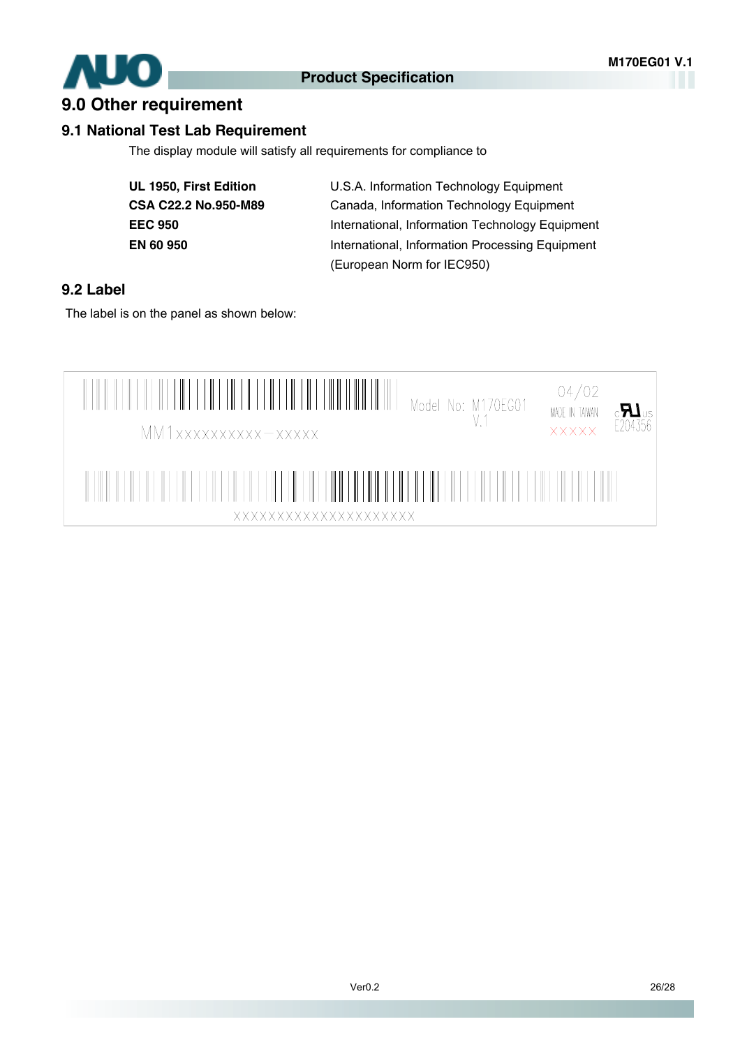# 9.0 Other requirement

## 9.1 National Test Lab Requirement

The display module will satisfy all requirements for compliance to

| | |
|---|---|
| **UL 1950, First Edition** | U.S.A. Information Technology Equipment |
| **CSA C22.2 No.950-M89** | Canada, Information Technology Equipment |
| **EEC 950** | International, Information Technology Equipment |
| **EN 60 950** | International, Information Processing Equipment (European Norm for IEC950) |

## 9.2 Label

The label is on the panel as shown below:

MM1xxxxxxxxxx－xxxxx

Model No: M170EG01 V.1

04/02

MADE IN TAIWAN

XXXXX

c UL us E204356

XXXXXXXXXXXXXXXXXXXX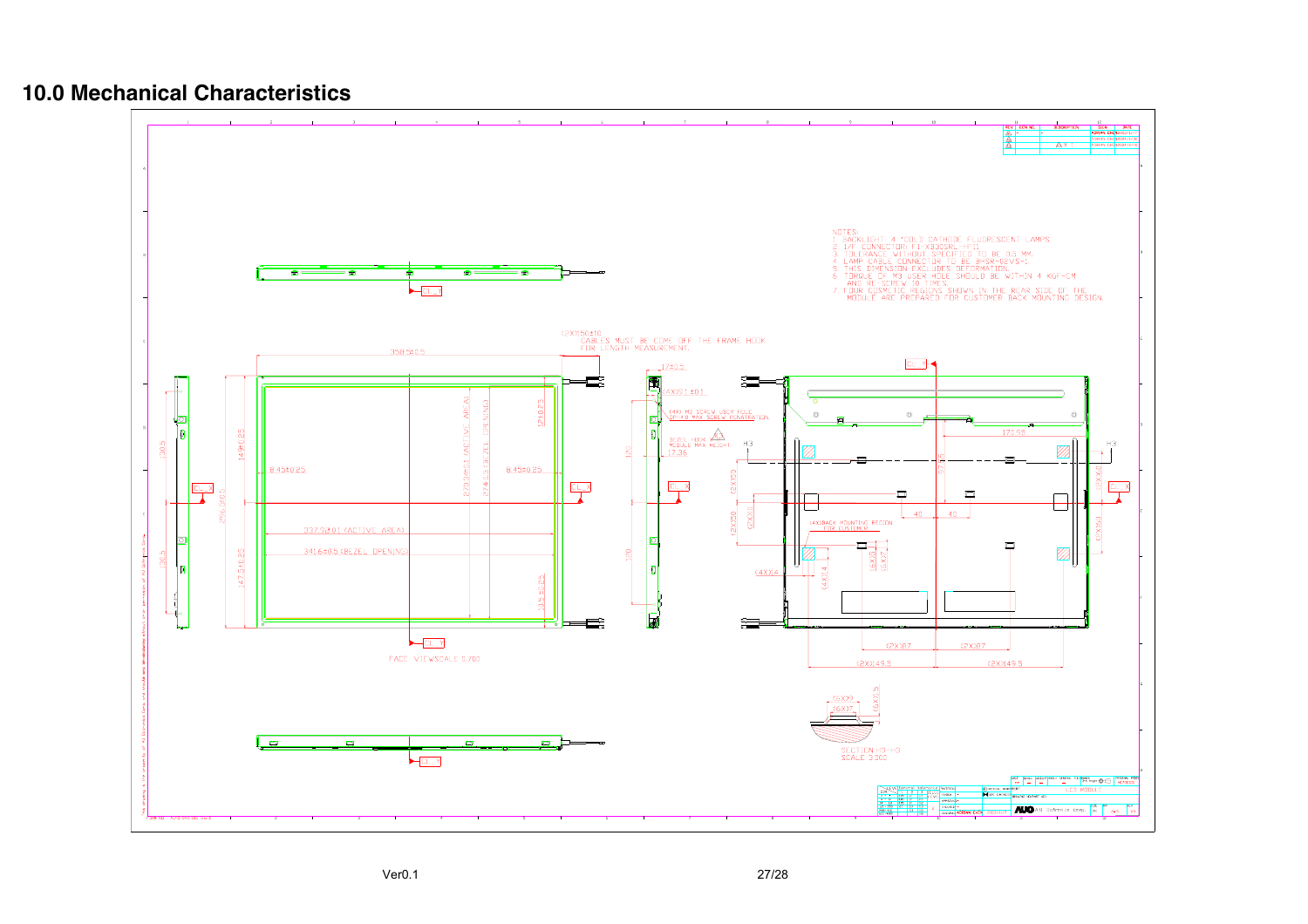## 10.0 Mechanical Characteristics

NOTES:

1. BACKLIGHT: 4 *COLD CATHODE FLUORESCENT LAMPS
2. I/F CONNECTOR: FI-XB30SRL-HF11
3. TOLERANCE WITHOUT SPECIFIED TO BE 0.5 MM.
4. LAMP CABLE CONNECTOR TO BE BHSR-02VS-1
5. THIS DIMENSION EXCLUDES DEFORMATION.
6. TORQUE OF M3 USER HOLE SHOULD BE WITHIN 4 KGF-CM AND RE-SCREW 10 TIMES.
7. FOUR COSMETIC REGIONS SHOWN IN THE REAR SIDE OF THE MODULE ARE PREPARED FOR CUSTOMER BACK MOUNTING DESIGN.

(2X)150±10
CABLES MUST BE COME OFF THE FRAME HOOK FOR LENGTH MEASUREMENT.

358.5±0.5

337.92±0.1 (ACTIVE AREA)

341.6±0.5 (BEZEL OPENING)

270.336±0.1 (ACTIVE AREA)

274.0±0.5 (BEZEL OPENING)

296.5±0.5

8.45±0.25

FACE VIEW SCALE 0.700

(4X)M3 SCREW USER HOLE DEPTH 4.0 MAX SCREW PENETRATION

BEZEL HOOK MODULE MAX HEIGHT 17.36

(4X)BACK MOUNTING REGION FOR CUSTOMER

SECTION H3-H3 SCALE 3.000

LCD MODULE

AUO AU Optronics Corp.

Ver0.1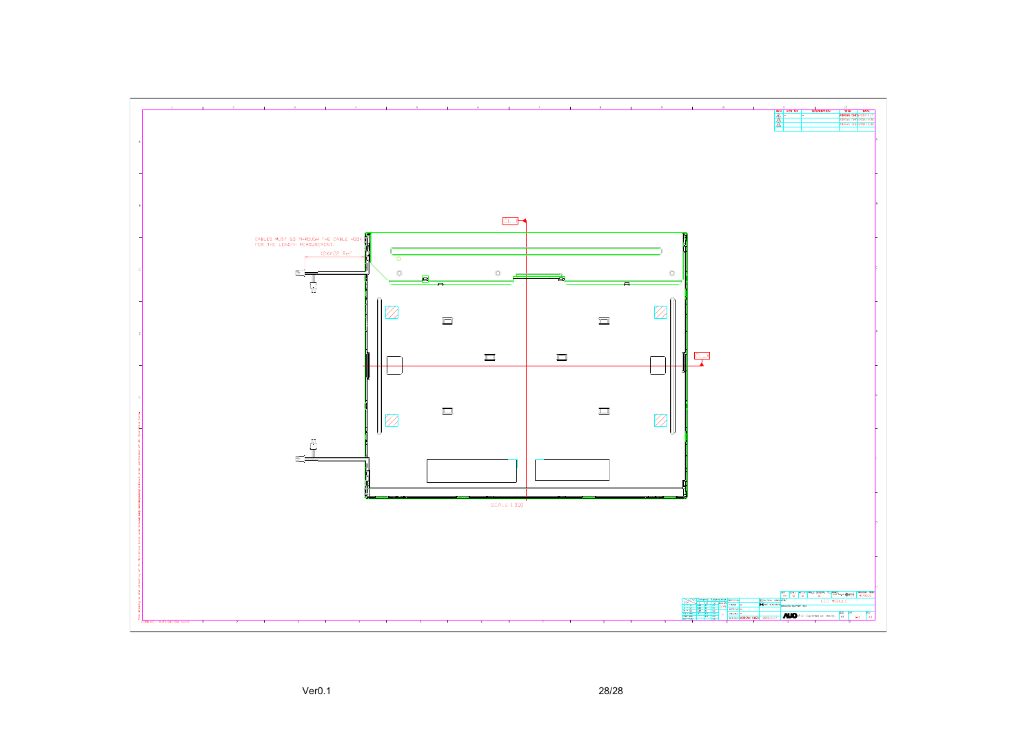CABLES MUST GO THROUGH THE CABLE HOOK
FOR THE LENGTH MEASUREMENT.

120±20 Ref

SCALE 1:300

LCD MODULE